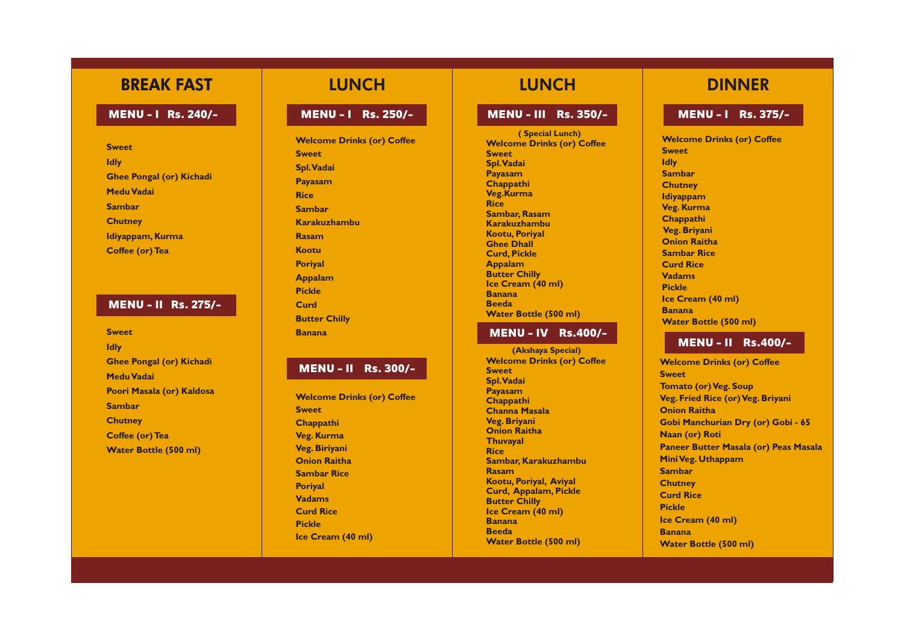# BREAK FAST

## MENU - I Rs. 240/-

- Sweet
- Idly
- Ghee Pongal (or) Kichadi
- Medu Vadai
- Sambar
- Chutney
- Idiyappam, Kurma
- Coffee (or) Tea

## MENU - II Rs. 275/-

- Sweet
- Idly
- Ghee Pongal (or) Kichadi
- Medu Vadai
- Poori Masala (or) Kaldosa
- Sambar
- Chutney
- Coffee (or) Tea
- Water Bottle (500 ml)

# LUNCH

## MENU - I Rs. 250/-

- Welcome Drinks (or) Coffee
- Sweet
- Spl. Vadai
- Payasam
- Rice
- Sambar
- Karakuzhambu
- Rasam
- Kootu
- Poriyal
- Appalam
- Pickle
- Curd
- Butter Chilly
- Banana

## MENU - II Rs. 300/-

- Welcome Drinks (or) Coffee
- Sweet
- Chappathi
- Veg. Kurma
- Veg. Biriyani
- Onion Raitha
- Sambar Rice
- Poriyal
- Vadams
- Curd Rice
- Pickle
- Ice Cream (40 ml)

# LUNCH

## MENU - III Rs. 350/-

( Special Lunch)

- Welcome Drinks (or) Coffee
- Sweet
- Spl. Vadai
- Payasam
- Chappathi
- Veg. Kurma
- Rice
- Sambar, Rasam
- Karakuzhambu
- Kootu, Poriyal
- Ghee Dhall
- Curd, Pickle
- Appalam
- Butter Chilly
- Ice Cream (40 ml)
- Banana
- Beeda
- Water Bottle (500 ml)

## MENU - IV Rs.400/-

(Akshaya Special)

- Welcome Drinks (or) Coffee
- Sweet
- Spl. Vadai
- Payasam
- Chappathi
- Channa Masala
- Veg. Briyani
- Onion Raitha
- Thuvayal
- Rice
- Sambar, Karakuzhambu
- Rasam
- Kootu, Poriyal, Aviyal
- Curd, Appalam, Pickle
- Butter Chilly
- Ice Cream (40 ml)
- Banana
- Beeda
- Water Bottle (500 ml)

# DINNER

## MENU - I Rs. 375/-

- Welcome Drinks (or) Coffee
- Sweet
- Idly
- Sambar
- Chutney
- Idiyappam
- Veg. Kurma
- Chappathi
- Veg. Briyani
- Onion Raitha
- Sambar Rice
- Curd Rice
- Vadams
- Pickle
- Ice Cream (40 ml)
- Banana
- Water Bottle (500 ml)

## MENU - II Rs.400/-

- Welcome Drinks (or) Coffee
- Sweet
- Tomato (or) Veg. Soup
- Veg. Fried Rice (or) Veg. Briyani
- Onion Raitha
- Gobi Manchurian Dry (or) Gobi - 65
- Naan (or) Roti
- Paneer Butter Masala (or) Peas Masala
- Mini Veg. Uthappam
- Sambar
- Chutney
- Curd Rice
- Pickle
- Ice Cream (40 ml)
- Banana
- Water Bottle (500 ml)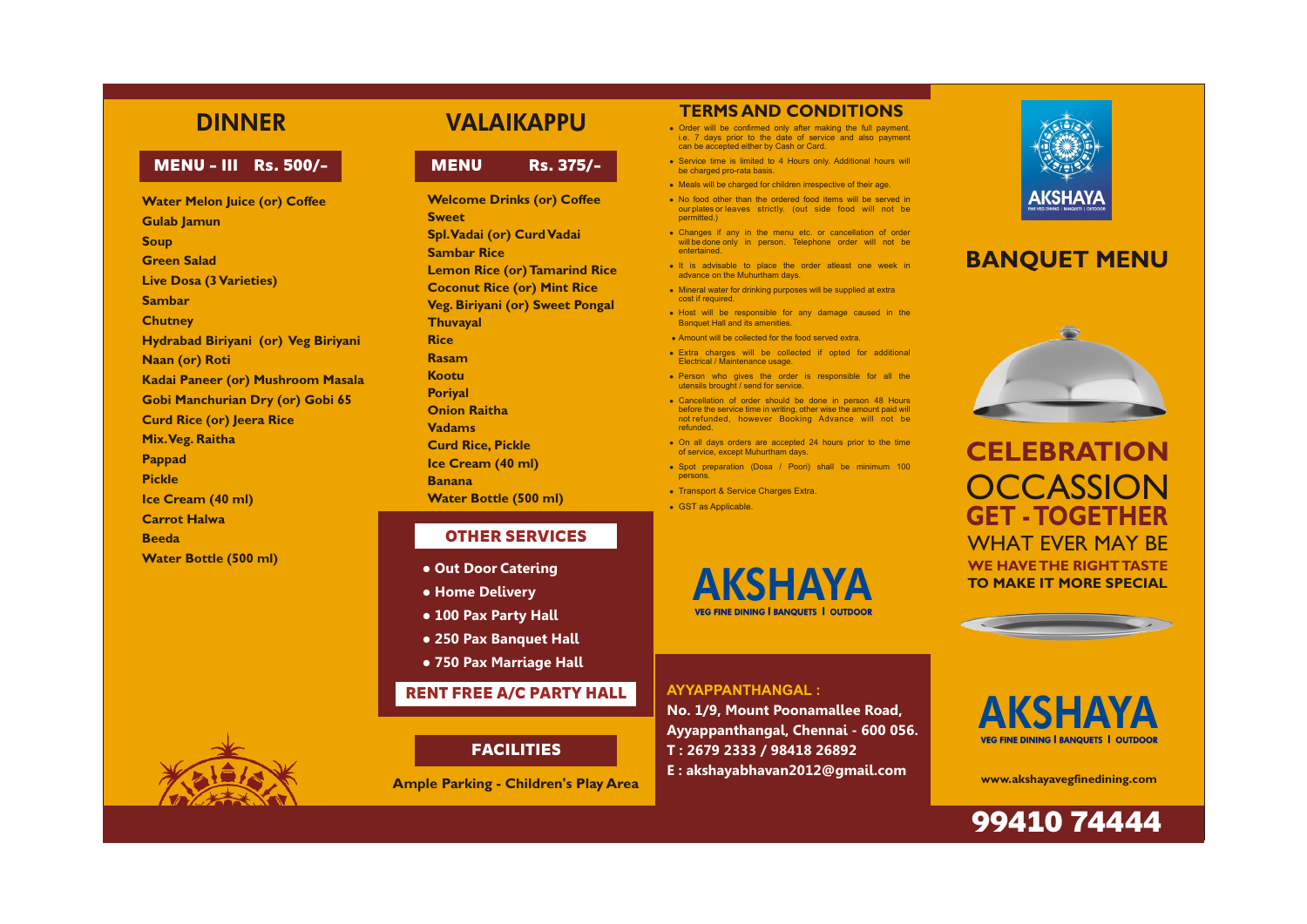# DINNER

## MENU - III Rs. 500/-

**Water Melon Juice (or) Coffee**
**Gulab Jamun**
**Soup**
**Green Salad**
**Live Dosa (3 Varieties)**
**Sambar**
**Chutney**
**Hydrabad Biriyani (or) Veg Biriyani**
**Naan (or) Roti**
**Kadai Paneer (or) Mushroom Masala**
**Gobi Manchurian Dry (or) Gobi 65**
**Curd Rice (or) Jeera Rice**
**Mix.Veg. Raitha**
**Pappad**
**Pickle**
**Ice Cream (40 ml)**
**Carrot Halwa**
**Beeda**
**Water Bottle (500 ml)**

# VALAIKAPPU

## MENU Rs. 375/-

**Welcome Drinks (or) Coffee**
**Sweet**
**Spl.Vadai (or) Curd Vadai**
**Sambar Rice**
**Lemon Rice (or) Tamarind Rice**
**Coconut Rice (or) Mint Rice**
**Veg. Biriyani (or) Sweet Pongal**
**Thuvayal**
**Rice**
**Rasam**
**Kootu**
**Poriyal**
**Onion Raitha**
**Vadams**
**Curd Rice, Pickle**
**Ice Cream (40 ml)**
**Banana**
**Water Bottle (500 ml)**

## OTHER SERVICES

- **Out Door Catering**
- **Home Delivery**
- **100 Pax Party Hall**
- **250 Pax Banquet Hall**
- **750 Pax Marriage Hall**

**RENT FREE A/C PARTY HALL**

## FACILITIES

**Ample Parking - Children's Play Area**

# TERMS AND CONDITIONS

- Order will be confirmed only after making the full payment. i.e. 7 days prior to the date of service and also payment can be accepted either by Cash or Card.
- Service time is limited to 4 Hours only. Additional hours will be charged pro-rata basis.
- Meals will be charged for children irrespective of their age.
- No food other than the ordered food items will be served in our plates or leaves strictly. (out side food will not be permitted.)
- Changes if any in the menu etc. or cancellation of order will be done only in person. Telephone order will not be entertained.
- It is advisable to place the order atleast one week in advance on the Muhurtham days.
- Mineral water for drinking purposes will be supplied at extra cost if required.
- Host will be responsible for any damage caused in the Banquet Hall and its amenities.
- Amount will be collected for the food served extra.
- Extra charges will be collected if opted for additional Electrical / Maintenance usage.
- Person who gives the order is responsible for all the utensils brought / send for service.
- Cancellation of order should be done in person 48 Hours before the service time in writing, other wise the amount paid will not refunded, however Booking Advance will not be refunded.
- On all days orders are accepted 24 hours prior to the time of service, except Muhurtham days.
- Spot preparation (Dosa / Poori) shall be minimum 100 persons.
- Transport & Service Charges Extra.
- GST as Applicable.

**AKSHAYA**
VEG FINE DINING | BANQUETS | OUTDOOR

**AYYAPPANTHANGAL :**
**No. 1/9, Mount Poonamallee Road,**
**Ayyappanthangal, Chennai - 600 056.**
**T : 2679 2333 / 98418 26892**
**E : akshayabhavan2012@gmail.com**

AKSHAYA
FINE VEG DINING | BANQUETS | OUTDOOR

# BANQUET MENU

**CELEBRATION**
OCCASSION
**GET - TOGETHER**
WHAT EVER MAY BE
**WE HAVE THE RIGHT TASTE**
**TO MAKE IT MORE SPECIAL**

**AKSHAYA**
VEG FINE DINING | BANQUETS | OUTDOOR

www.akshayavegfinedining.com

**99410 74444**